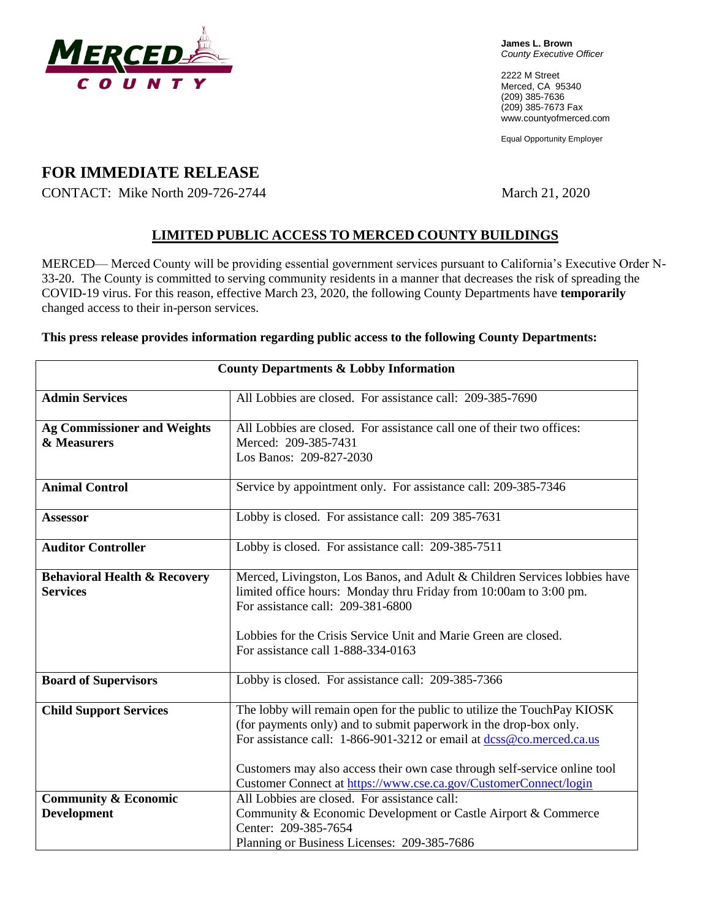**James L. Brown**
*County Executive Officer*

2222 M Street
Merced, CA 95340
(209) 385-7636
(209) 385-7673 Fax
www.countyofmerced.com

Equal Opportunity Employer

# FOR IMMEDIATE RELEASE

CONTACT: Mike North 209-726-2744

March 21, 2020

## LIMITED PUBLIC ACCESS TO MERCED COUNTY BUILDINGS

MERCED— Merced County will be providing essential government services pursuant to California's Executive Order N-33-20. The County is committed to serving community residents in a manner that decreases the risk of spreading the COVID-19 virus. For this reason, effective March 23, 2020, the following County Departments have **temporarily** changed access to their in-person services.

**This press release provides information regarding public access to the following County Departments:**

| County Departments & Lobby Information | |
|---|---|
| **Admin Services** | All Lobbies are closed. For assistance call: 209-385-7690 |
| **Ag Commissioner and Weights & Measurers** | All Lobbies are closed. For assistance call one of their two offices:<br>Merced: 209-385-7431<br>Los Banos: 209-827-2030 |
| **Animal Control** | Service by appointment only. For assistance call: 209-385-7346 |
| **Assessor** | Lobby is closed. For assistance call: 209 385-7631 |
| **Auditor Controller** | Lobby is closed. For assistance call: 209-385-7511 |
| **Behavioral Health & Recovery Services** | Merced, Livingston, Los Banos, and Adult & Children Services lobbies have limited office hours: Monday thru Friday from 10:00am to 3:00 pm. For assistance call: 209-381-6800<br><br>Lobbies for the Crisis Service Unit and Marie Green are closed. For assistance call 1-888-334-0163 |
| **Board of Supervisors** | Lobby is closed. For assistance call: 209-385-7366 |
| **Child Support Services** | The lobby will remain open for the public to utilize the TouchPay KIOSK (for payments only) and to submit paperwork in the drop-box only. For assistance call: 1-866-901-3212 or email at dcss@co.merced.ca.us<br><br>Customers may also access their own case through self-service online tool Customer Connect at https://www.cse.ca.gov/CustomerConnect/login |
| **Community & Economic Development** | All Lobbies are closed. For assistance call:<br>Community & Economic Development or Castle Airport & Commerce Center: 209-385-7654<br>Planning or Business Licenses: 209-385-7686 |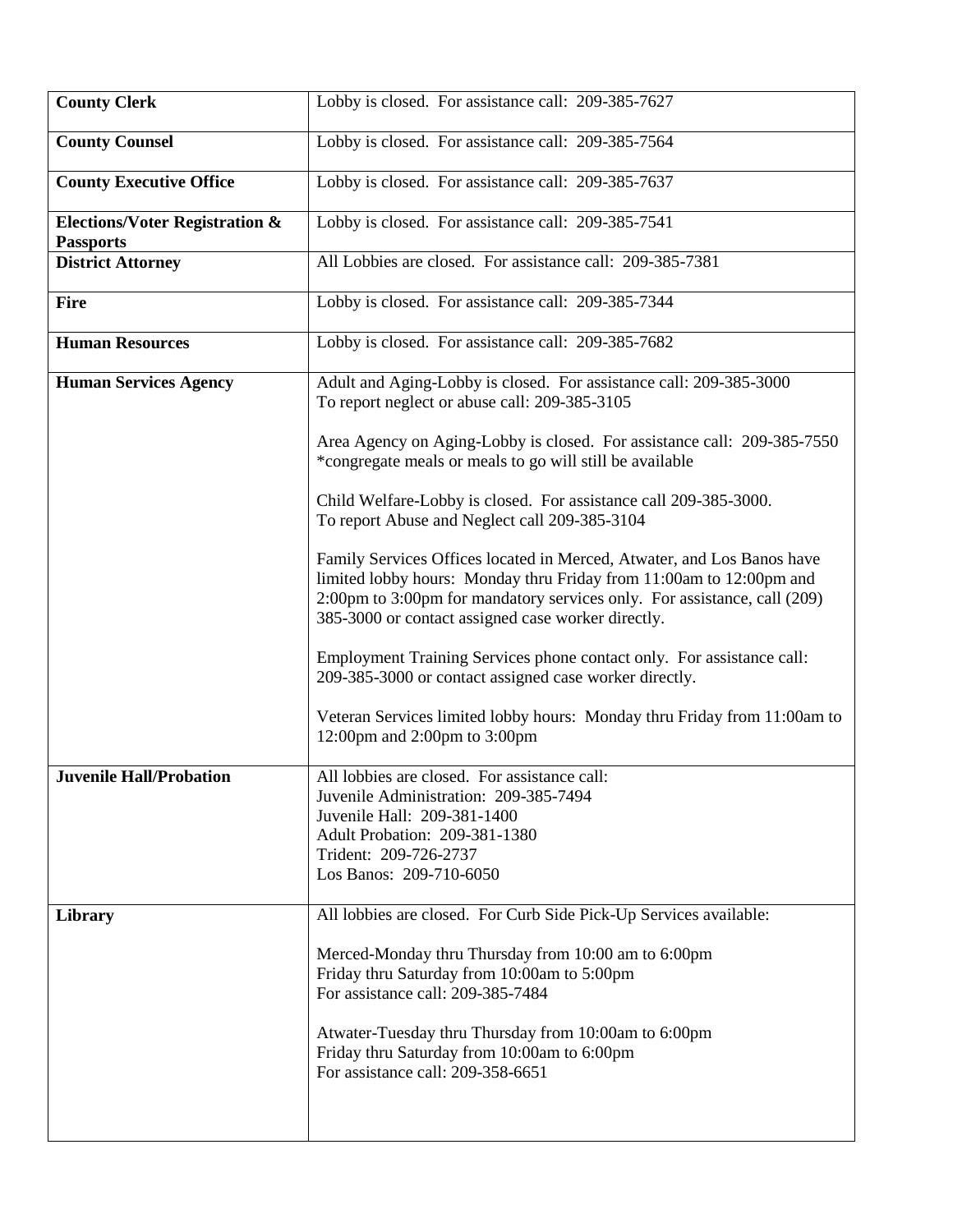| | |
|---|---|
| **County Clerk** | Lobby is closed. For assistance call: 209-385-7627 |
| **County Counsel** | Lobby is closed. For assistance call: 209-385-7564 |
| **County Executive Office** | Lobby is closed. For assistance call: 209-385-7637 |
| **Elections/Voter Registration & Passports** | Lobby is closed. For assistance call: 209-385-7541 |
| **District Attorney** | All Lobbies are closed. For assistance call: 209-385-7381 |
| **Fire** | Lobby is closed. For assistance call: 209-385-7344 |
| **Human Resources** | Lobby is closed. For assistance call: 209-385-7682 |
| **Human Services Agency** | Adult and Aging-Lobby is closed. For assistance call: 209-385-3000<br>To report neglect or abuse call: 209-385-3105<br><br>Area Agency on Aging-Lobby is closed. For assistance call: 209-385-7550<br>*congregate meals or meals to go will still be available<br><br>Child Welfare-Lobby is closed. For assistance call 209-385-3000.<br>To report Abuse and Neglect call 209-385-3104<br><br>Family Services Offices located in Merced, Atwater, and Los Banos have limited lobby hours: Monday thru Friday from 11:00am to 12:00pm and 2:00pm to 3:00pm for mandatory services only. For assistance, call (209) 385-3000 or contact assigned case worker directly.<br><br>Employment Training Services phone contact only. For assistance call: 209-385-3000 or contact assigned case worker directly.<br><br>Veteran Services limited lobby hours: Monday thru Friday from 11:00am to 12:00pm and 2:00pm to 3:00pm |
| **Juvenile Hall/Probation** | All lobbies are closed. For assistance call:<br>Juvenile Administration: 209-385-7494<br>Juvenile Hall: 209-381-1400<br>Adult Probation: 209-381-1380<br>Trident: 209-726-2737<br>Los Banos: 209-710-6050 |
| **Library** | All lobbies are closed. For Curb Side Pick-Up Services available:<br><br>Merced-Monday thru Thursday from 10:00 am to 6:00pm<br>Friday thru Saturday from 10:00am to 5:00pm<br>For assistance call: 209-385-7484<br><br>Atwater-Tuesday thru Thursday from 10:00am to 6:00pm<br>Friday thru Saturday from 10:00am to 6:00pm<br>For assistance call: 209-358-6651 |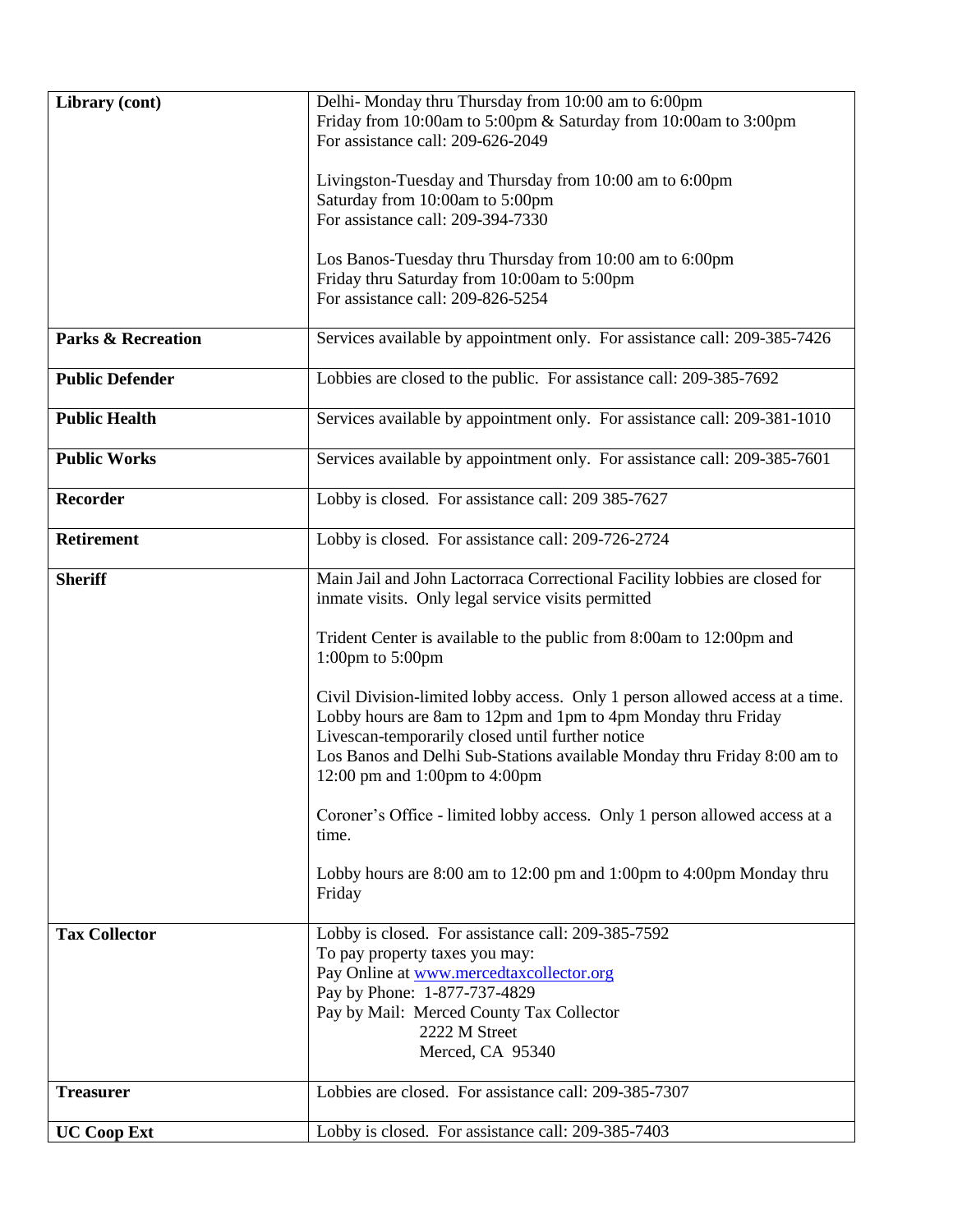| Library (cont) | Delhi- Monday thru Thursday from 10:00 am to 6:00pm<br>Friday from 10:00am to 5:00pm & Saturday from 10:00am to 3:00pm<br>For assistance call: 209-626-2049<br><br>Livingston-Tuesday and Thursday from 10:00 am to 6:00pm<br>Saturday from 10:00am to 5:00pm<br>For assistance call: 209-394-7330<br><br>Los Banos-Tuesday thru Thursday from 10:00 am to 6:00pm<br>Friday thru Saturday from 10:00am to 5:00pm<br>For assistance call: 209-826-5254 |
|---|---|
| **Parks & Recreation** | Services available by appointment only. For assistance call: 209-385-7426 |
| **Public Defender** | Lobbies are closed to the public. For assistance call: 209-385-7692 |
| **Public Health** | Services available by appointment only. For assistance call: 209-381-1010 |
| **Public Works** | Services available by appointment only. For assistance call: 209-385-7601 |
| **Recorder** | Lobby is closed. For assistance call: 209 385-7627 |
| **Retirement** | Lobby is closed. For assistance call: 209-726-2724 |
| **Sheriff** | Main Jail and John Lactorraca Correctional Facility lobbies are closed for inmate visits. Only legal service visits permitted<br><br>Trident Center is available to the public from 8:00am to 12:00pm and 1:00pm to 5:00pm<br><br>Civil Division-limited lobby access. Only 1 person allowed access at a time. Lobby hours are 8am to 12pm and 1pm to 4pm Monday thru Friday<br>Livescan-temporarily closed until further notice<br>Los Banos and Delhi Sub-Stations available Monday thru Friday 8:00 am to 12:00 pm and 1:00pm to 4:00pm<br><br>Coroner's Office - limited lobby access. Only 1 person allowed access at a time.<br><br>Lobby hours are 8:00 am to 12:00 pm and 1:00pm to 4:00pm Monday thru Friday |
| **Tax Collector** | Lobby is closed. For assistance call: 209-385-7592<br>To pay property taxes you may:<br>Pay Online at www.mercedtaxcollector.org<br>Pay by Phone: 1-877-737-4829<br>Pay by Mail: Merced County Tax Collector<br>2222 M Street<br>Merced, CA 95340 |
| **Treasurer** | Lobbies are closed. For assistance call: 209-385-7307 |
| **UC Coop Ext** | Lobby is closed. For assistance call: 209-385-7403 |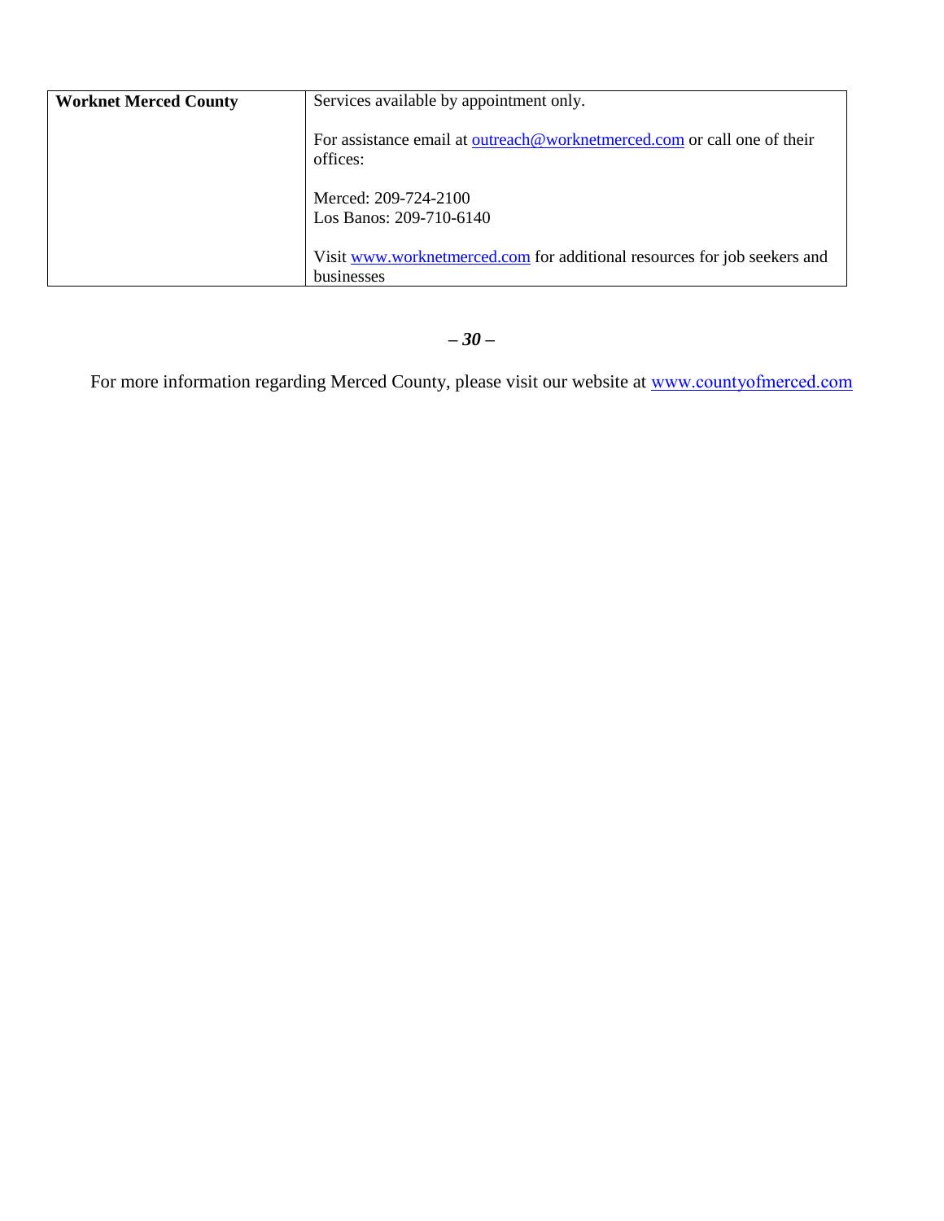| | |
|---|---|
| **Worknet Merced County** | Services available by appointment only.<br><br>For assistance email at outreach@worknetmerced.com or call one of their offices:<br><br>Merced: 209-724-2100<br>Los Banos: 209-710-6140<br><br>Visit www.worknetmerced.com for additional resources for job seekers and businesses |

***– 30 –***

For more information regarding Merced County, please visit our website at www.countyofmerced.com